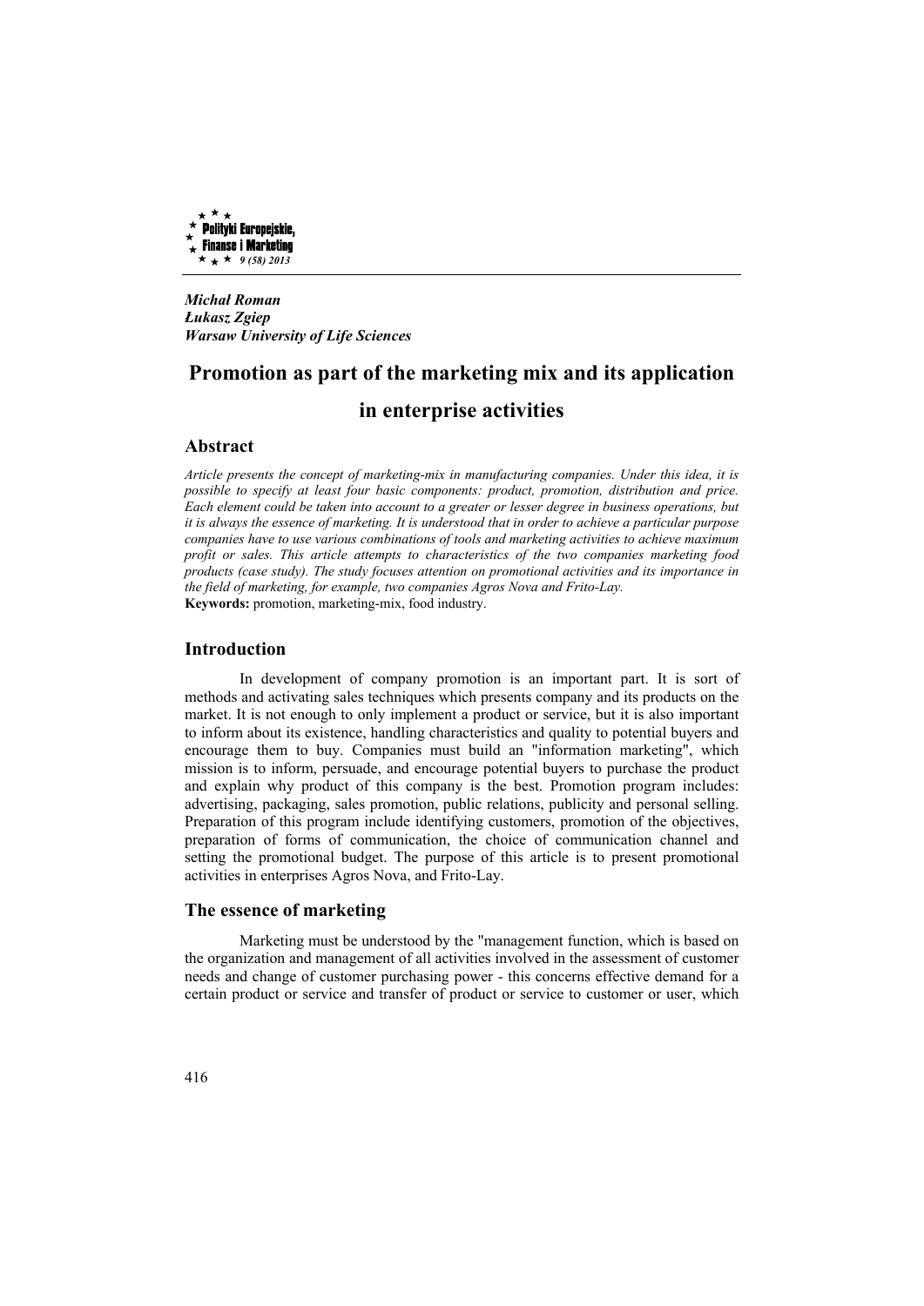*Michał Roman*
*Łukasz Zgiep*
*Warsaw University of Life Sciences*

# Promotion as part of the marketing mix and its application in enterprise activities

## Abstract

*Article presents the concept of marketing-mix in manufacturing companies. Under this idea, it is possible to specify at least four basic components: product, promotion, distribution and price. Each element could be taken into account to a greater or lesser degree in business operations, but it is always the essence of marketing. It is understood that in order to achieve a particular purpose companies have to use various combinations of tools and marketing activities to achieve maximum profit or sales. This article attempts to characteristics of the two companies marketing food products (case study). The study focuses attention on promotional activities and its importance in the field of marketing, for example, two companies Agros Nova and Frito-Lay.*

**Keywords:** promotion, marketing-mix, food industry.

## Introduction

In development of company promotion is an important part. It is sort of methods and activating sales techniques which presents company and its products on the market. It is not enough to only implement a product or service, but it is also important to inform about its existence, handling characteristics and quality to potential buyers and encourage them to buy. Companies must build an "information marketing", which mission is to inform, persuade, and encourage potential buyers to purchase the product and explain why product of this company is the best. Promotion program includes: advertising, packaging, sales promotion, public relations, publicity and personal selling. Preparation of this program include identifying customers, promotion of the objectives, preparation of forms of communication, the choice of communication channel and setting the promotional budget. The purpose of this article is to present promotional activities in enterprises Agros Nova, and Frito-Lay.

## The essence of marketing

Marketing must be understood by the "management function, which is based on the organization and management of all activities involved in the assessment of customer needs and change of customer purchasing power - this concerns effective demand for a certain product or service and transfer of product or service to customer or user, which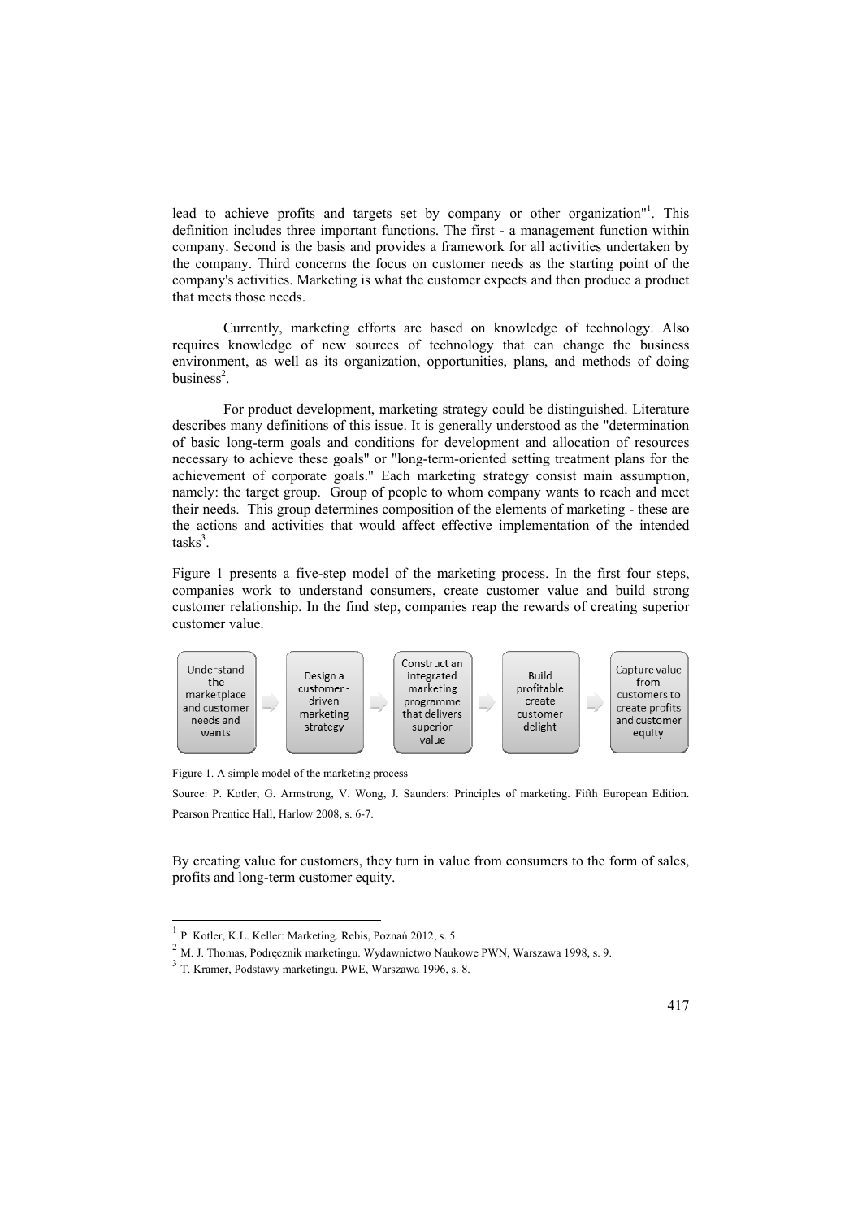lead to achieve profits and targets set by company or other organization"[1]. This definition includes three important functions. The first - a management function within company. Second is the basis and provides a framework for all activities undertaken by the company. Third concerns the focus on customer needs as the starting point of the company's activities. Marketing is what the customer expects and then produce a product that meets those needs.

Currently, marketing efforts are based on knowledge of technology. Also requires knowledge of new sources of technology that can change the business environment, as well as its organization, opportunities, plans, and methods of doing business[2].

For product development, marketing strategy could be distinguished. Literature describes many definitions of this issue. It is generally understood as the "determination of basic long-term goals and conditions for development and allocation of resources necessary to achieve these goals" or "long-term-oriented setting treatment plans for the achievement of corporate goals." Each marketing strategy consist main assumption, namely: the target group. Group of people to whom company wants to reach and meet their needs. This group determines composition of the elements of marketing - these are the actions and activities that would affect effective implementation of the intended tasks[3].

Figure 1 presents a five-step model of the marketing process. In the first four steps, companies work to understand consumers, create customer value and build strong customer relationship. In the find step, companies reap the rewards of creating superior customer value.

Understand the marketplace and customer needs and wants → Design a customer-driven marketing strategy → Construct an integrated marketing programme that delivers superior value → Build profitable create customer delight → Capture value from customers to create profits and customer equity

Figure 1. A simple model of the marketing process

Source: P. Kotler, G. Armstrong, V. Wong, J. Saunders: Principles of marketing. Fifth European Edition. Pearson Prentice Hall, Harlow 2008, s. 6-7.

By creating value for customers, they turn in value from consumers to the form of sales, profits and long-term customer equity.

---

[1] P. Kotler, K.L. Keller: Marketing. Rebis, Poznań 2012, s. 5.

[2] M. J. Thomas, Podręcznik marketingu. Wydawnictwo Naukowe PWN, Warszawa 1998, s. 9.

[3] T. Kramer, Podstawy marketingu. PWE, Warszawa 1996, s. 8.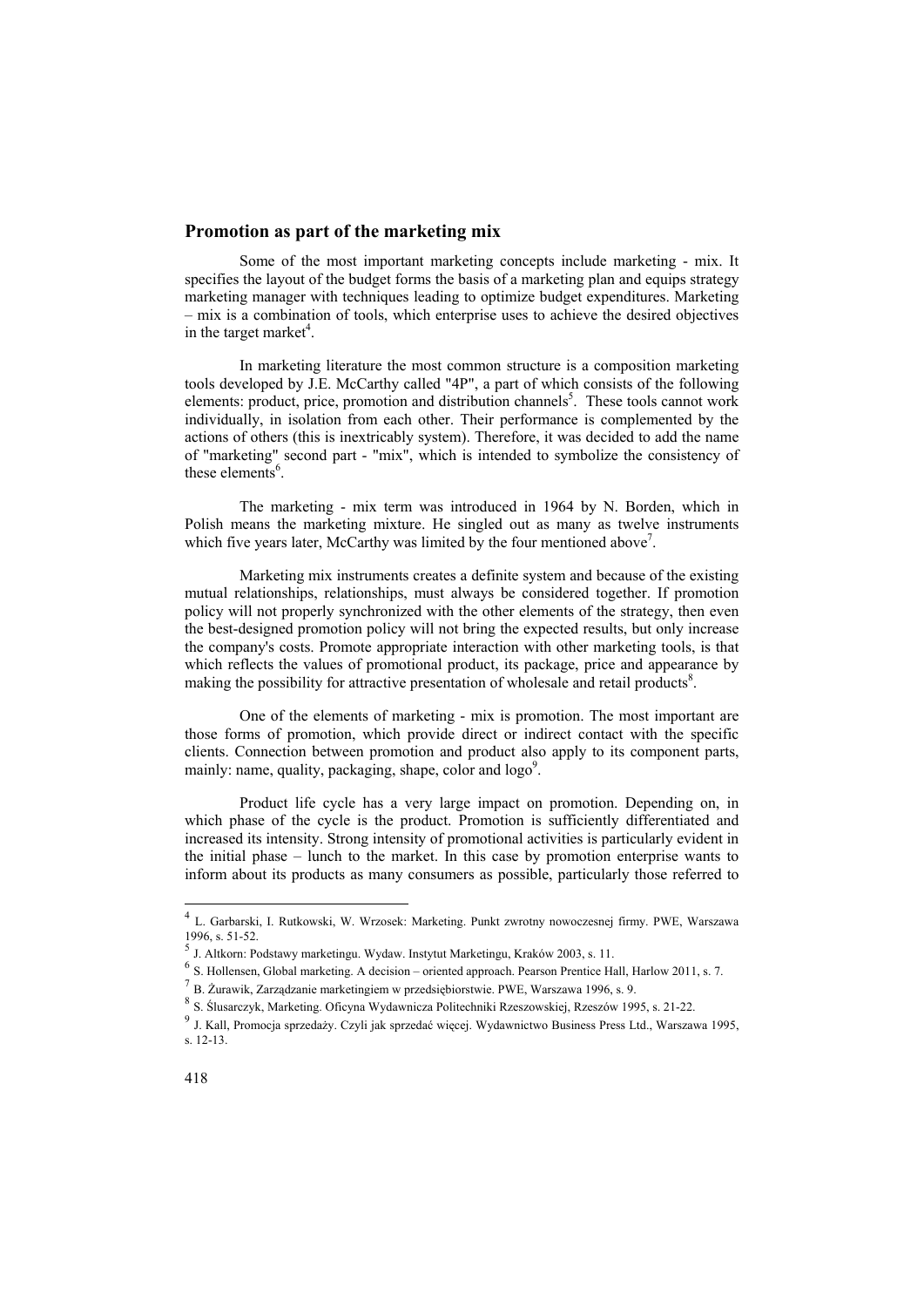## Promotion as part of the marketing mix

Some of the most important marketing concepts include marketing - mix. It specifies the layout of the budget forms the basis of a marketing plan and equips strategy marketing manager with techniques leading to optimize budget expenditures. Marketing – mix is a combination of tools, which enterprise uses to achieve the desired objectives in the target market[4].

In marketing literature the most common structure is a composition marketing tools developed by J.E. McCarthy called "4P", a part of which consists of the following elements: product, price, promotion and distribution channels[5]. These tools cannot work individually, in isolation from each other. Their performance is complemented by the actions of others (this is inextricably system). Therefore, it was decided to add the name of "marketing" second part - "mix", which is intended to symbolize the consistency of these elements[6].

The marketing - mix term was introduced in 1964 by N. Borden, which in Polish means the marketing mixture. He singled out as many as twelve instruments which five years later, McCarthy was limited by the four mentioned above[7].

Marketing mix instruments creates a definite system and because of the existing mutual relationships, relationships, must always be considered together. If promotion policy will not properly synchronized with the other elements of the strategy, then even the best-designed promotion policy will not bring the expected results, but only increase the company's costs. Promote appropriate interaction with other marketing tools, is that which reflects the values of promotional product, its package, price and appearance by making the possibility for attractive presentation of wholesale and retail products[8].

One of the elements of marketing - mix is promotion. The most important are those forms of promotion, which provide direct or indirect contact with the specific clients. Connection between promotion and product also apply to its component parts, mainly: name, quality, packaging, shape, color and logo[9].

Product life cycle has a very large impact on promotion. Depending on, in which phase of the cycle is the product. Promotion is sufficiently differentiated and increased its intensity. Strong intensity of promotional activities is particularly evident in the initial phase – lunch to the market. In this case by promotion enterprise wants to inform about its products as many consumers as possible, particularly those referred to

---

[4] L. Garbarski, I. Rutkowski, W. Wrzosek: Marketing. Punkt zwrotny nowoczesnej firmy. PWE, Warszawa 1996, s. 51-52.

[5] J. Altkorn: Podstawy marketingu. Wydaw. Instytut Marketingu, Kraków 2003, s. 11.

[6] S. Hollensen, Global marketing. A decision – oriented approach. Pearson Prentice Hall, Harlow 2011, s. 7.

[7] B. Żurawik, Zarządzanie marketingiem w przedsiębiorstwie. PWE, Warszawa 1996, s. 9.

[8] S. Ślusarczyk, Marketing. Oficyna Wydawnicza Politechniki Rzeszowskiej, Rzeszów 1995, s. 21-22.

[9] J. Kall, Promocja sprzedaży. Czyli jak sprzedać więcej. Wydawnictwo Business Press Ltd., Warszawa 1995, s. 12-13.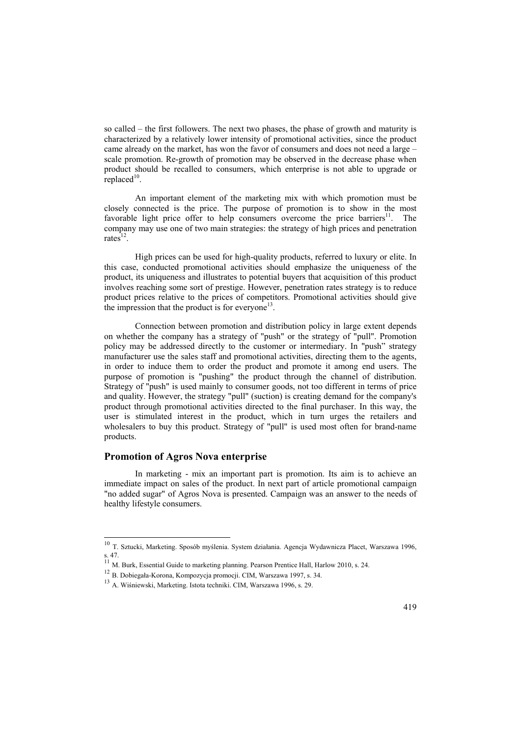so called – the first followers. The next two phases, the phase of growth and maturity is characterized by a relatively lower intensity of promotional activities, since the product came already on the market, has won the favor of consumers and does not need a large – scale promotion. Re-growth of promotion may be observed in the decrease phase when product should be recalled to consumers, which enterprise is not able to upgrade or replaced[10].

An important element of the marketing mix with which promotion must be closely connected is the price. The purpose of promotion is to show in the most favorable light price offer to help consumers overcome the price barriers[11]. The company may use one of two main strategies: the strategy of high prices and penetration rates[12].

High prices can be used for high-quality products, referred to luxury or elite. In this case, conducted promotional activities should emphasize the uniqueness of the product, its uniqueness and illustrates to potential buyers that acquisition of this product involves reaching some sort of prestige. However, penetration rates strategy is to reduce product prices relative to the prices of competitors. Promotional activities should give the impression that the product is for everyone[13].

Connection between promotion and distribution policy in large extent depends on whether the company has a strategy of "push" or the strategy of "pull". Promotion policy may be addressed directly to the customer or intermediary. In "push" strategy manufacturer use the sales staff and promotional activities, directing them to the agents, in order to induce them to order the product and promote it among end users. The purpose of promotion is "pushing" the product through the channel of distribution. Strategy of "push" is used mainly to consumer goods, not too different in terms of price and quality. However, the strategy "pull" (suction) is creating demand for the company's product through promotional activities directed to the final purchaser. In this way, the user is stimulated interest in the product, which in turn urges the retailers and wholesalers to buy this product. Strategy of "pull" is used most often for brand-name products.

## Promotion of Agros Nova enterprise

In marketing - mix an important part is promotion. Its aim is to achieve an immediate impact on sales of the product. In next part of article promotional campaign "no added sugar" of Agros Nova is presented. Campaign was an answer to the needs of healthy lifestyle consumers.

---

[10] T. Sztucki, Marketing. Sposób myślenia. System działania. Agencja Wydawnicza Placet, Warszawa 1996, s. 47.

[11] M. Burk, Essential Guide to marketing planning. Pearson Prentice Hall, Harlow 2010, s. 24.

[12] B. Dobiegała-Korona, Kompozycja promocji. CIM, Warszawa 1997, s. 34.

[13] A. Wiśniewski, Marketing. Istota techniki. CIM, Warszawa 1996, s. 29.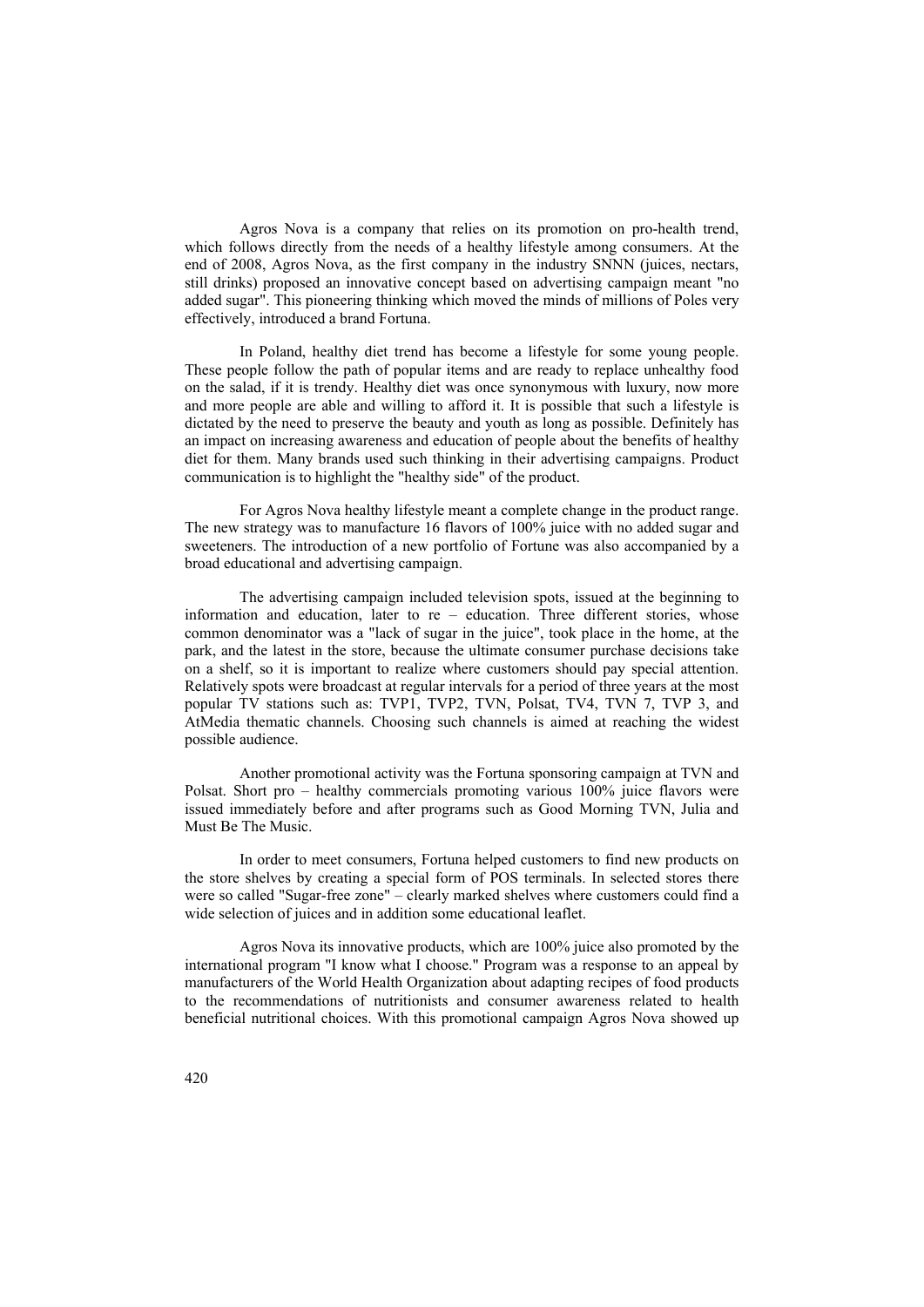Agros Nova is a company that relies on its promotion on pro-health trend, which follows directly from the needs of a healthy lifestyle among consumers. At the end of 2008, Agros Nova, as the first company in the industry SNNN (juices, nectars, still drinks) proposed an innovative concept based on advertising campaign meant "no added sugar". This pioneering thinking which moved the minds of millions of Poles very effectively, introduced a brand Fortuna.

In Poland, healthy diet trend has become a lifestyle for some young people. These people follow the path of popular items and are ready to replace unhealthy food on the salad, if it is trendy. Healthy diet was once synonymous with luxury, now more and more people are able and willing to afford it. It is possible that such a lifestyle is dictated by the need to preserve the beauty and youth as long as possible. Definitely has an impact on increasing awareness and education of people about the benefits of healthy diet for them. Many brands used such thinking in their advertising campaigns. Product communication is to highlight the "healthy side" of the product.

For Agros Nova healthy lifestyle meant a complete change in the product range. The new strategy was to manufacture 16 flavors of 100% juice with no added sugar and sweeteners. The introduction of a new portfolio of Fortune was also accompanied by a broad educational and advertising campaign.

The advertising campaign included television spots, issued at the beginning to information and education, later to re – education. Three different stories, whose common denominator was a "lack of sugar in the juice", took place in the home, at the park, and the latest in the store, because the ultimate consumer purchase decisions take on a shelf, so it is important to realize where customers should pay special attention. Relatively spots were broadcast at regular intervals for a period of three years at the most popular TV stations such as: TVP1, TVP2, TVN, Polsat, TV4, TVN 7, TVP 3, and AtMedia thematic channels. Choosing such channels is aimed at reaching the widest possible audience.

Another promotional activity was the Fortuna sponsoring campaign at TVN and Polsat. Short pro – healthy commercials promoting various 100% juice flavors were issued immediately before and after programs such as Good Morning TVN, Julia and Must Be The Music.

In order to meet consumers, Fortuna helped customers to find new products on the store shelves by creating a special form of POS terminals. In selected stores there were so called "Sugar-free zone" – clearly marked shelves where customers could find a wide selection of juices and in addition some educational leaflet.

Agros Nova its innovative products, which are 100% juice also promoted by the international program "I know what I choose." Program was a response to an appeal by manufacturers of the World Health Organization about adapting recipes of food products to the recommendations of nutritionists and consumer awareness related to health beneficial nutritional choices. With this promotional campaign Agros Nova showed up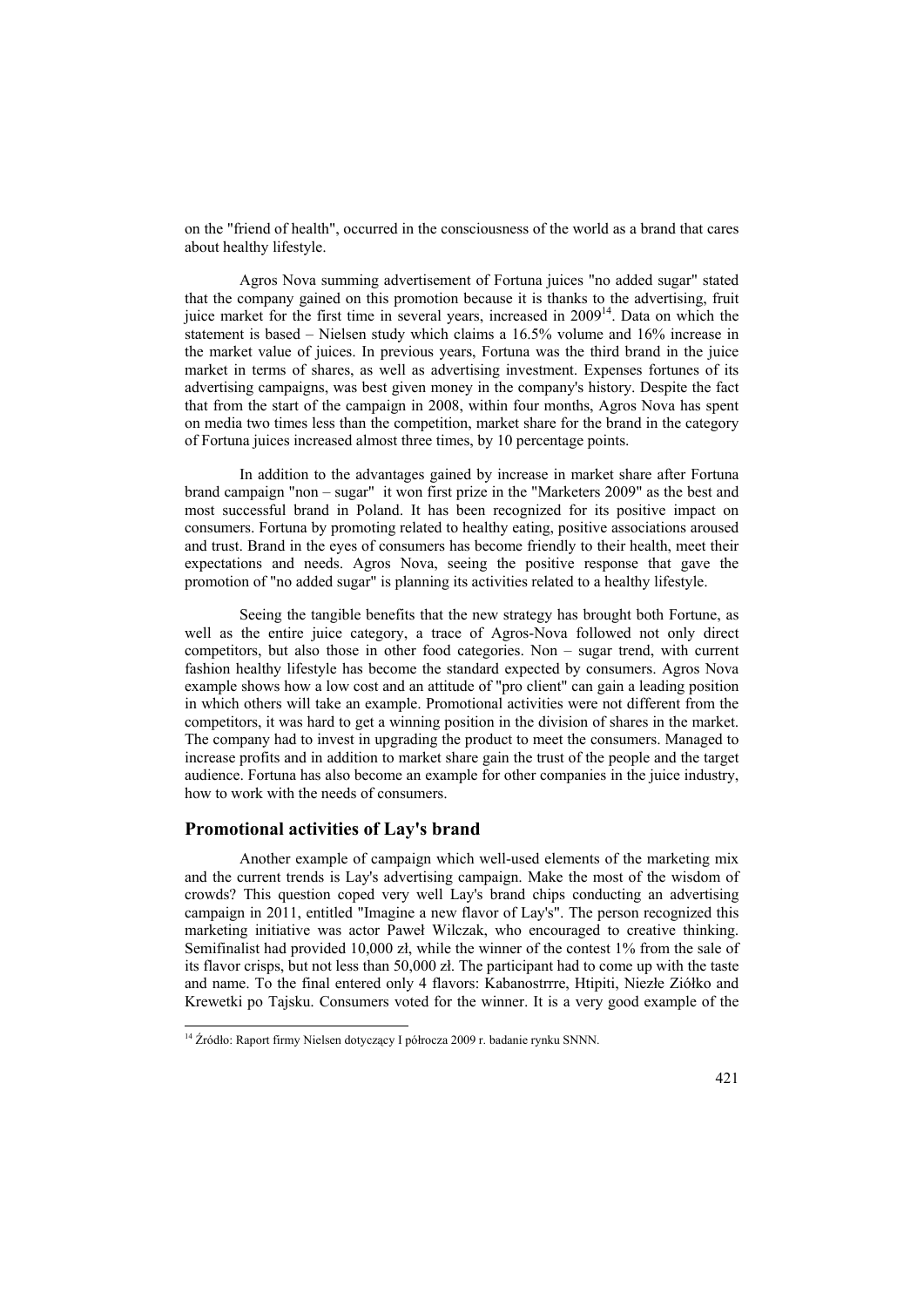on the "friend of health", occurred in the consciousness of the world as a brand that cares about healthy lifestyle.

Agros Nova summing advertisement of Fortuna juices "no added sugar" stated that the company gained on this promotion because it is thanks to the advertising, fruit juice market for the first time in several years, increased in 2009[14]. Data on which the statement is based – Nielsen study which claims a 16.5% volume and 16% increase in the market value of juices. In previous years, Fortuna was the third brand in the juice market in terms of shares, as well as advertising investment. Expenses fortunes of its advertising campaigns, was best given money in the company's history. Despite the fact that from the start of the campaign in 2008, within four months, Agros Nova has spent on media two times less than the competition, market share for the brand in the category of Fortuna juices increased almost three times, by 10 percentage points.

In addition to the advantages gained by increase in market share after Fortuna brand campaign "non – sugar" it won first prize in the "Marketers 2009" as the best and most successful brand in Poland. It has been recognized for its positive impact on consumers. Fortuna by promoting related to healthy eating, positive associations aroused and trust. Brand in the eyes of consumers has become friendly to their health, meet their expectations and needs. Agros Nova, seeing the positive response that gave the promotion of "no added sugar" is planning its activities related to a healthy lifestyle.

Seeing the tangible benefits that the new strategy has brought both Fortune, as well as the entire juice category, a trace of Agros-Nova followed not only direct competitors, but also those in other food categories. Non – sugar trend, with current fashion healthy lifestyle has become the standard expected by consumers. Agros Nova example shows how a low cost and an attitude of "pro client" can gain a leading position in which others will take an example. Promotional activities were not different from the competitors, it was hard to get a winning position in the division of shares in the market. The company had to invest in upgrading the product to meet the consumers. Managed to increase profits and in addition to market share gain the trust of the people and the target audience. Fortuna has also become an example for other companies in the juice industry, how to work with the needs of consumers.

## Promotional activities of Lay's brand

Another example of campaign which well-used elements of the marketing mix and the current trends is Lay's advertising campaign. Make the most of the wisdom of crowds? This question coped very well Lay's brand chips conducting an advertising campaign in 2011, entitled "Imagine a new flavor of Lay's". The person recognized this marketing initiative was actor Paweł Wilczak, who encouraged to creative thinking. Semifinalist had provided 10,000 zł, while the winner of the contest 1% from the sale of its flavor crisps, but not less than 50,000 zł. The participant had to come up with the taste and name. To the final entered only 4 flavors: Kabanostrrre, Htipiti, Niezłe Ziółko and Krewetki po Tajsku. Consumers voted for the winner. It is a very good example of the

[14] Źródło: Raport firmy Nielsen dotyczący I półrocza 2009 r. badanie rynku SNNN.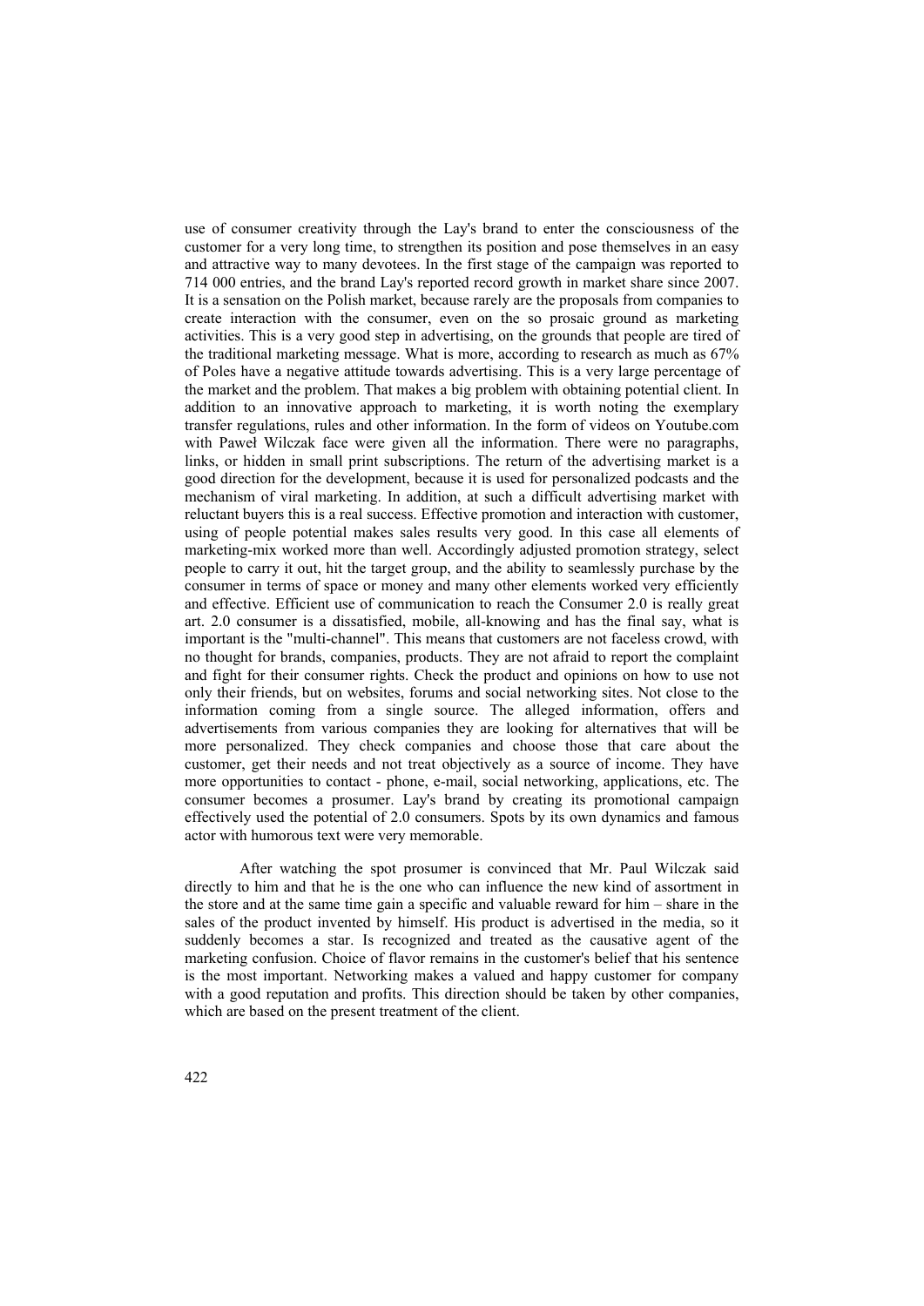use of consumer creativity through the Lay's brand to enter the consciousness of the customer for a very long time, to strengthen its position and pose themselves in an easy and attractive way to many devotees. In the first stage of the campaign was reported to 714 000 entries, and the brand Lay's reported record growth in market share since 2007. It is a sensation on the Polish market, because rarely are the proposals from companies to create interaction with the consumer, even on the so prosaic ground as marketing activities. This is a very good step in advertising, on the grounds that people are tired of the traditional marketing message. What is more, according to research as much as 67% of Poles have a negative attitude towards advertising. This is a very large percentage of the market and the problem. That makes a big problem with obtaining potential client. In addition to an innovative approach to marketing, it is worth noting the exemplary transfer regulations, rules and other information. In the form of videos on Youtube.com with Paweł Wilczak face were given all the information. There were no paragraphs, links, or hidden in small print subscriptions. The return of the advertising market is a good direction for the development, because it is used for personalized podcasts and the mechanism of viral marketing. In addition, at such a difficult advertising market with reluctant buyers this is a real success. Effective promotion and interaction with customer, using of people potential makes sales results very good. In this case all elements of marketing-mix worked more than well. Accordingly adjusted promotion strategy, select people to carry it out, hit the target group, and the ability to seamlessly purchase by the consumer in terms of space or money and many other elements worked very efficiently and effective. Efficient use of communication to reach the Consumer 2.0 is really great art. 2.0 consumer is a dissatisfied, mobile, all-knowing and has the final say, what is important is the "multi-channel". This means that customers are not faceless crowd, with no thought for brands, companies, products. They are not afraid to report the complaint and fight for their consumer rights. Check the product and opinions on how to use not only their friends, but on websites, forums and social networking sites. Not close to the information coming from a single source. The alleged information, offers and advertisements from various companies they are looking for alternatives that will be more personalized. They check companies and choose those that care about the customer, get their needs and not treat objectively as a source of income. They have more opportunities to contact - phone, e-mail, social networking, applications, etc. The consumer becomes a prosumer. Lay's brand by creating its promotional campaign effectively used the potential of 2.0 consumers. Spots by its own dynamics and famous actor with humorous text were very memorable.

After watching the spot prosumer is convinced that Mr. Paul Wilczak said directly to him and that he is the one who can influence the new kind of assortment in the store and at the same time gain a specific and valuable reward for him – share in the sales of the product invented by himself. His product is advertised in the media, so it suddenly becomes a star. Is recognized and treated as the causative agent of the marketing confusion. Choice of flavor remains in the customer's belief that his sentence is the most important. Networking makes a valued and happy customer for company with a good reputation and profits. This direction should be taken by other companies, which are based on the present treatment of the client.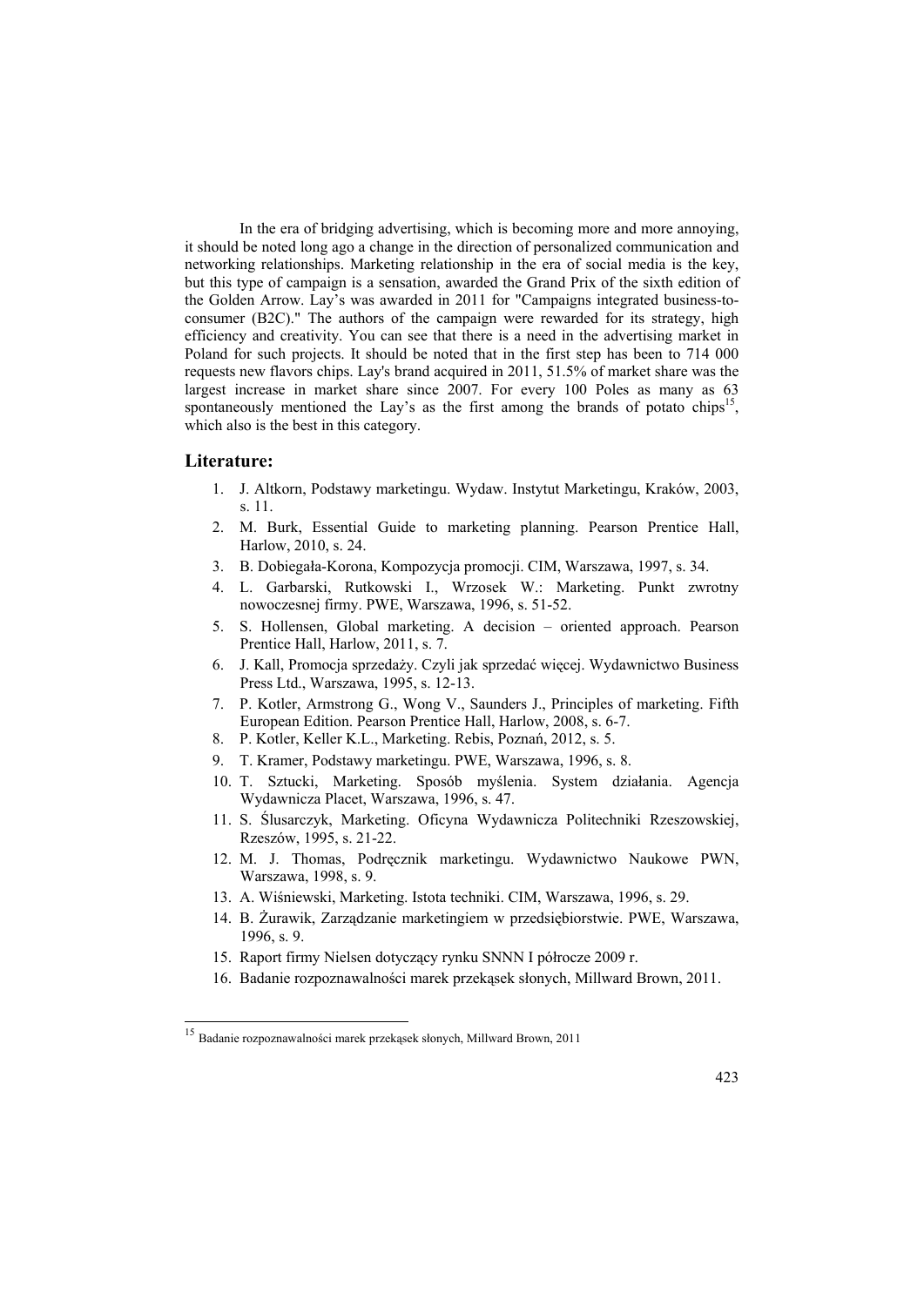In the era of bridging advertising, which is becoming more and more annoying, it should be noted long ago a change in the direction of personalized communication and networking relationships. Marketing relationship in the era of social media is the key, but this type of campaign is a sensation, awarded the Grand Prix of the sixth edition of the Golden Arrow. Lay's was awarded in 2011 for "Campaigns integrated business-to-consumer (B2C)." The authors of the campaign were rewarded for its strategy, high efficiency and creativity. You can see that there is a need in the advertising market in Poland for such projects. It should be noted that in the first step has been to 714 000 requests new flavors chips. Lay's brand acquired in 2011, 51.5% of market share was the largest increase in market share since 2007. For every 100 Poles as many as 63 spontaneously mentioned the Lay's as the first among the brands of potato chips[15], which also is the best in this category.

## Literature:

1. J. Altkorn, Podstawy marketingu. Wydaw. Instytut Marketingu, Kraków, 2003, s. 11.
2. M. Burk, Essential Guide to marketing planning. Pearson Prentice Hall, Harlow, 2010, s. 24.
3. B. Dobiegała-Korona, Kompozycja promocji. CIM, Warszawa, 1997, s. 34.
4. L. Garbarski, Rutkowski I., Wrzosek W.: Marketing. Punkt zwrotny nowoczesnej firmy. PWE, Warszawa, 1996, s. 51-52.
5. S. Hollensen, Global marketing. A decision – oriented approach. Pearson Prentice Hall, Harlow, 2011, s. 7.
6. J. Kall, Promocja sprzedaży. Czyli jak sprzedać więcej. Wydawnictwo Business Press Ltd., Warszawa, 1995, s. 12-13.
7. P. Kotler, Armstrong G., Wong V., Saunders J., Principles of marketing. Fifth European Edition. Pearson Prentice Hall, Harlow, 2008, s. 6-7.
8. P. Kotler, Keller K.L., Marketing. Rebis, Poznań, 2012, s. 5.
9. T. Kramer, Podstawy marketingu. PWE, Warszawa, 1996, s. 8.
10. T. Sztucki, Marketing. Sposób myślenia. System działania. Agencja Wydawnicza Placet, Warszawa, 1996, s. 47.
11. S. Ślusarczyk, Marketing. Oficyna Wydawnicza Politechniki Rzeszowskiej, Rzeszów, 1995, s. 21-22.
12. M. J. Thomas, Podręcznik marketingu. Wydawnictwo Naukowe PWN, Warszawa, 1998, s. 9.
13. A. Wiśniewski, Marketing. Istota techniki. CIM, Warszawa, 1996, s. 29.
14. B. Żurawik, Zarządzanie marketingiem w przedsiębiorstwie. PWE, Warszawa, 1996, s. 9.
15. Raport firmy Nielsen dotyczący rynku SNNN I półrocze 2009 r.
16. Badanie rozpoznawalności marek przekąsek słonych, Millward Brown, 2011.

---

[15] Badanie rozpoznawalności marek przekąsek słonych, Millward Brown, 2011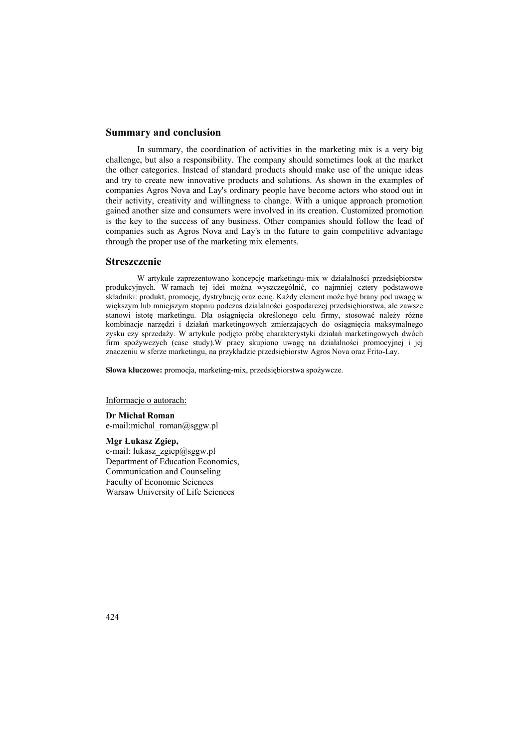## Summary and conclusion

In summary, the coordination of activities in the marketing mix is a very big challenge, but also a responsibility. The company should sometimes look at the market the other categories. Instead of standard products should make use of the unique ideas and try to create new innovative products and solutions. As shown in the examples of companies Agros Nova and Lay's ordinary people have become actors who stood out in their activity, creativity and willingness to change. With a unique approach promotion gained another size and consumers were involved in its creation. Customized promotion is the key to the success of any business. Other companies should follow the lead of companies such as Agros Nova and Lay's in the future to gain competitive advantage through the proper use of the marketing mix elements.

## Streszczenie

W artykule zaprezentowano koncepcję marketingu-mix w działalności przedsiębiorstw produkcyjnych. W ramach tej idei można wyszczególnić, co najmniej cztery podstawowe składniki: produkt, promocję, dystrybucję oraz cenę. Każdy element może być brany pod uwagę w większym lub mniejszym stopniu podczas działalności gospodarczej przedsiębiorstwa, ale zawsze stanowi istotę marketingu. Dla osiągnięcia określonego celu firmy, stosować należy różne kombinacje narzędzi i działań marketingowych zmierzających do osiągnięcia maksymalnego zysku czy sprzedaży. W artykule podjęto próbę charakterystyki działań marketingowych dwóch firm spożywczych (case study).W pracy skupiono uwagę na działalności promocyjnej i jej znaczeniu w sferze marketingu, na przykładzie przedsiębiorstw Agros Nova oraz Frito-Lay.

**Słowa kluczowe:** promocja, marketing-mix, przedsiębiorstwa spożywcze.

Informacje o autorach:

**Dr Michał Roman**
e-mail:michal_roman@sggw.pl

**Mgr Łukasz Zgiep,**
e-mail: lukasz_zgiep@sggw.pl
Department of Education Economics,
Communication and Counseling
Faculty of Economic Sciences
Warsaw University of Life Sciences